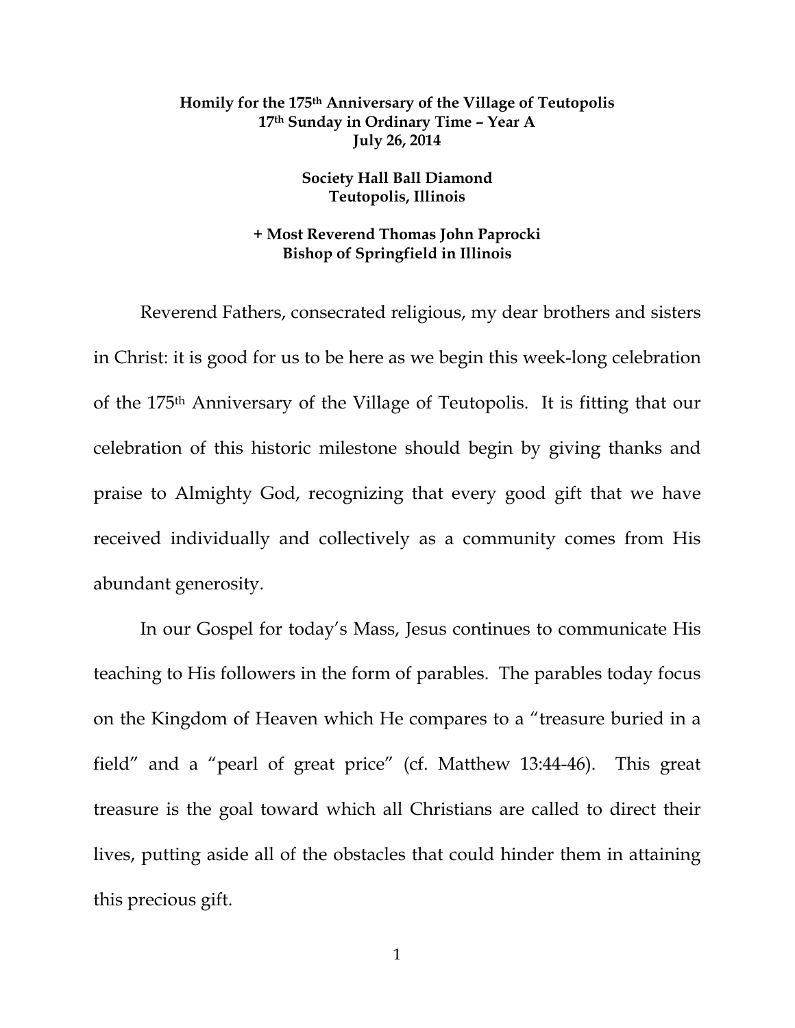**Homily for the 175th Anniversary of the Village of Teutopolis**
**17th Sunday in Ordinary Time – Year A**
**July 26, 2014**

**Society Hall Ball Diamond**
**Teutopolis, Illinois**

**+ Most Reverend Thomas John Paprocki**
**Bishop of Springfield in Illinois**

Reverend Fathers, consecrated religious, my dear brothers and sisters in Christ: it is good for us to be here as we begin this week-long celebration of the 175th Anniversary of the Village of Teutopolis. It is fitting that our celebration of this historic milestone should begin by giving thanks and praise to Almighty God, recognizing that every good gift that we have received individually and collectively as a community comes from His abundant generosity.

In our Gospel for today's Mass, Jesus continues to communicate His teaching to His followers in the form of parables. The parables today focus on the Kingdom of Heaven which He compares to a "treasure buried in a field" and a "pearl of great price" (cf. Matthew 13:44-46). This great treasure is the goal toward which all Christians are called to direct their lives, putting aside all of the obstacles that could hinder them in attaining this precious gift.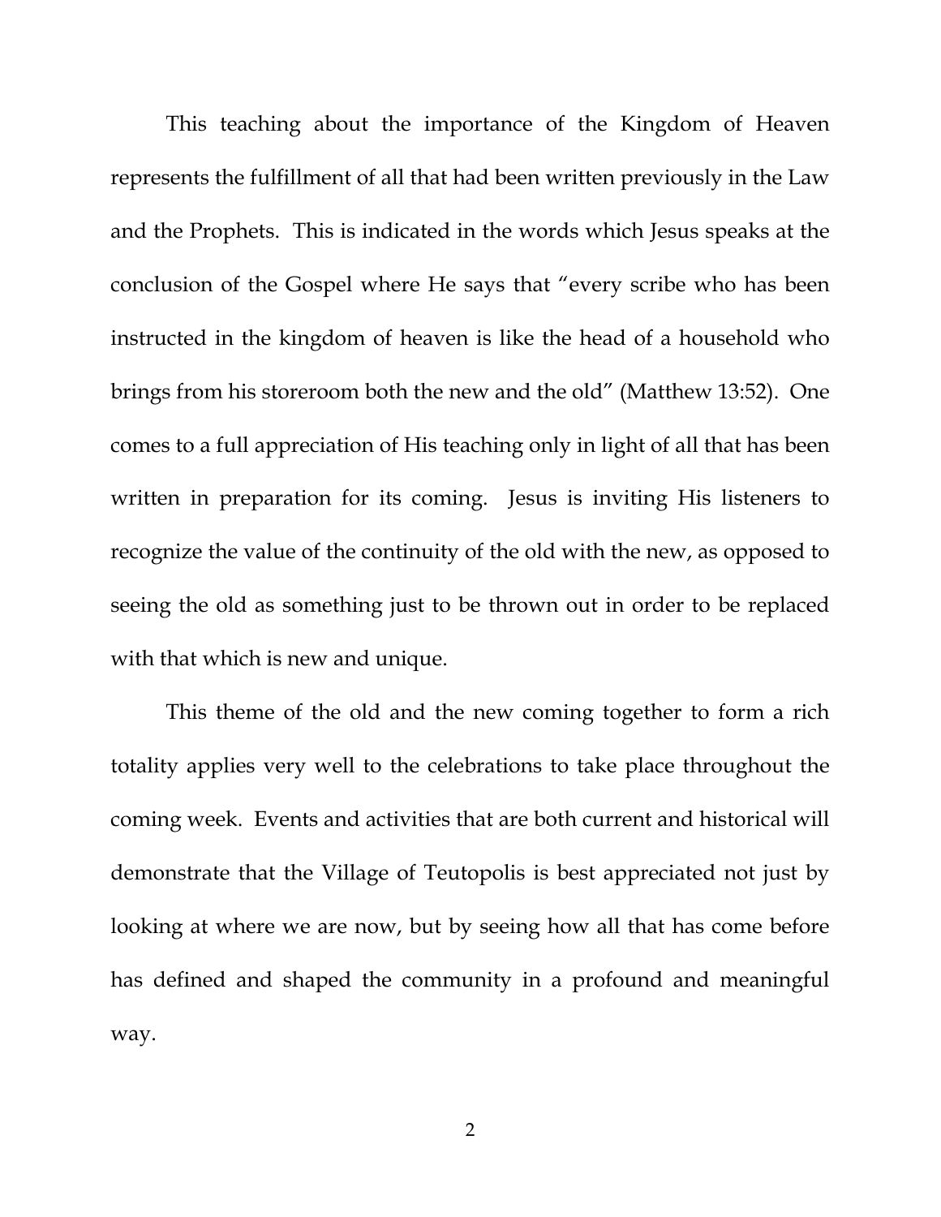This teaching about the importance of the Kingdom of Heaven represents the fulfillment of all that had been written previously in the Law and the Prophets. This is indicated in the words which Jesus speaks at the conclusion of the Gospel where He says that "every scribe who has been instructed in the kingdom of heaven is like the head of a household who brings from his storeroom both the new and the old" (Matthew 13:52). One comes to a full appreciation of His teaching only in light of all that has been written in preparation for its coming. Jesus is inviting His listeners to recognize the value of the continuity of the old with the new, as opposed to seeing the old as something just to be thrown out in order to be replaced with that which is new and unique.

This theme of the old and the new coming together to form a rich totality applies very well to the celebrations to take place throughout the coming week. Events and activities that are both current and historical will demonstrate that the Village of Teutopolis is best appreciated not just by looking at where we are now, but by seeing how all that has come before has defined and shaped the community in a profound and meaningful way.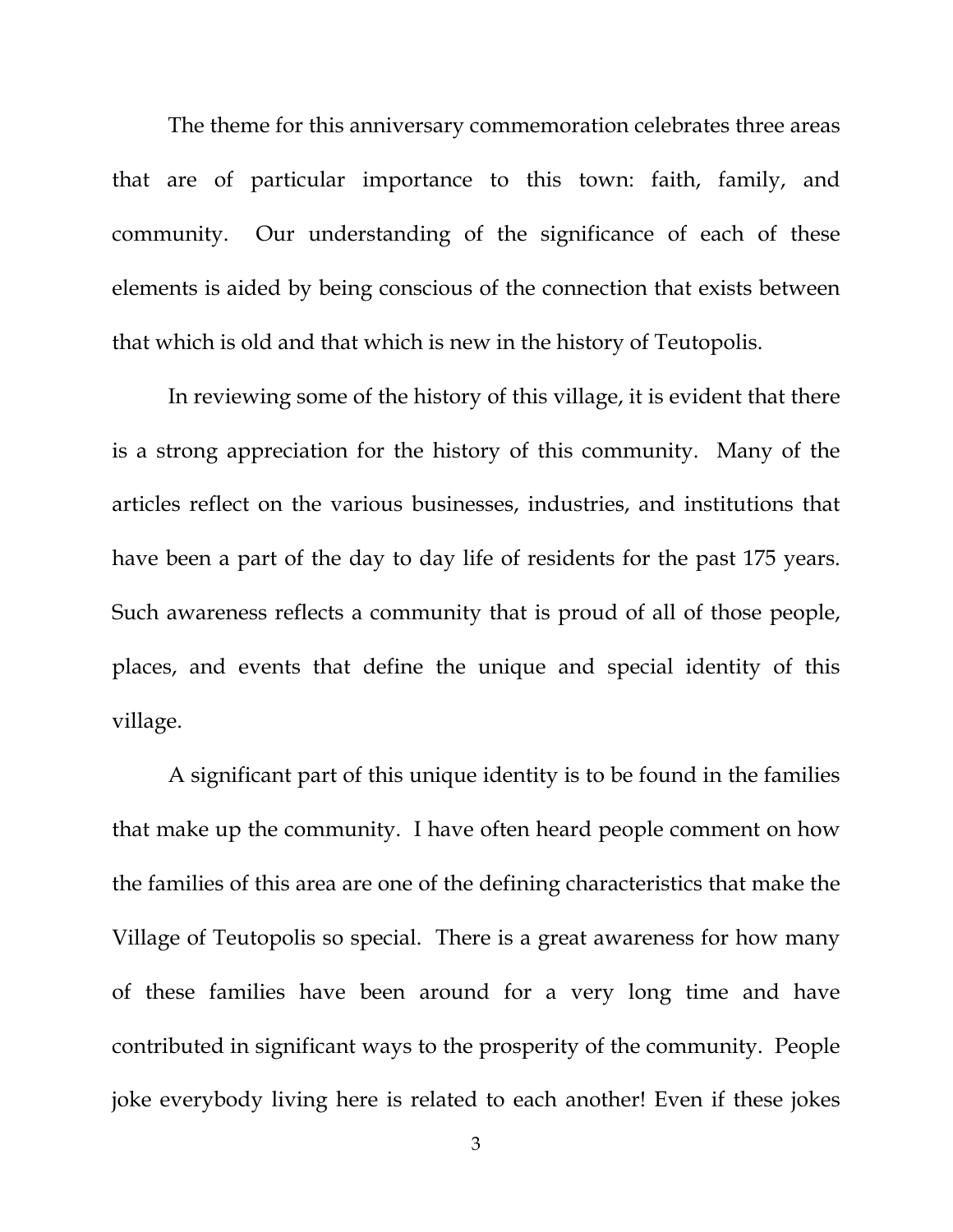The theme for this anniversary commemoration celebrates three areas that are of particular importance to this town: faith, family, and community.  Our understanding of the significance of each of these elements is aided by being conscious of the connection that exists between that which is old and that which is new in the history of Teutopolis.

In reviewing some of the history of this village, it is evident that there is a strong appreciation for the history of this community.  Many of the articles reflect on the various businesses, industries, and institutions that have been a part of the day to day life of residents for the past 175 years. Such awareness reflects a community that is proud of all of those people, places, and events that define the unique and special identity of this village.

A significant part of this unique identity is to be found in the families that make up the community.  I have often heard people comment on how the families of this area are one of the defining characteristics that make the Village of Teutopolis so special.  There is a great awareness for how many of these families have been around for a very long time and have contributed in significant ways to the prosperity of the community.  People joke everybody living here is related to each another! Even if these jokes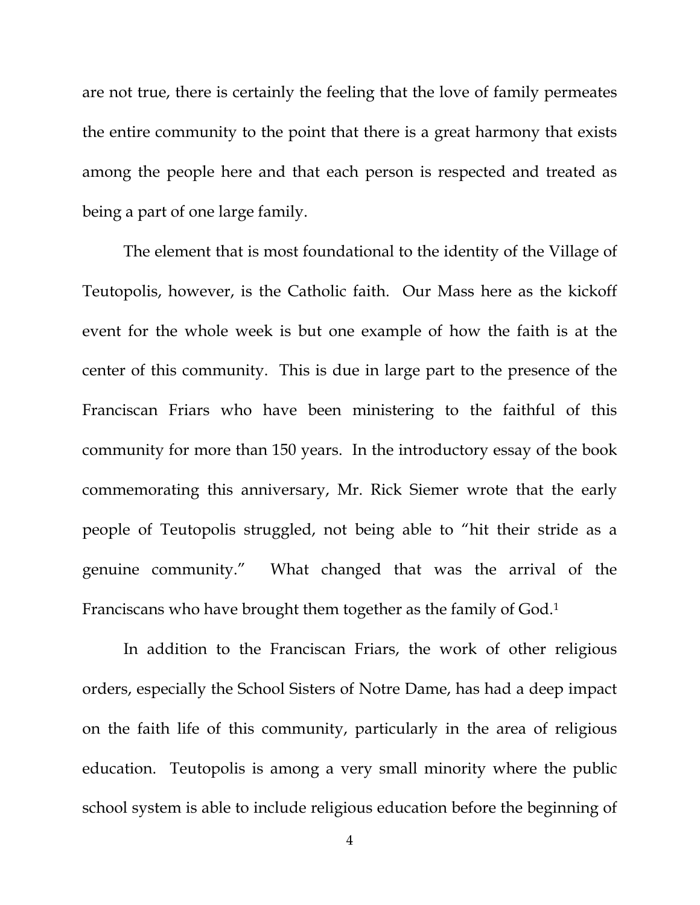are not true, there is certainly the feeling that the love of family permeates the entire community to the point that there is a great harmony that exists among the people here and that each person is respected and treated as being a part of one large family.

The element that is most foundational to the identity of the Village of Teutopolis, however, is the Catholic faith. Our Mass here as the kickoff event for the whole week is but one example of how the faith is at the center of this community. This is due in large part to the presence of the Franciscan Friars who have been ministering to the faithful of this community for more than 150 years. In the introductory essay of the book commemorating this anniversary, Mr. Rick Siemer wrote that the early people of Teutopolis struggled, not being able to "hit their stride as a genuine community." What changed that was the arrival of the Franciscans who have brought them together as the family of God.[1]

In addition to the Franciscan Friars, the work of other religious orders, especially the School Sisters of Notre Dame, has had a deep impact on the faith life of this community, particularly in the area of religious education. Teutopolis is among a very small minority where the public school system is able to include religious education before the beginning of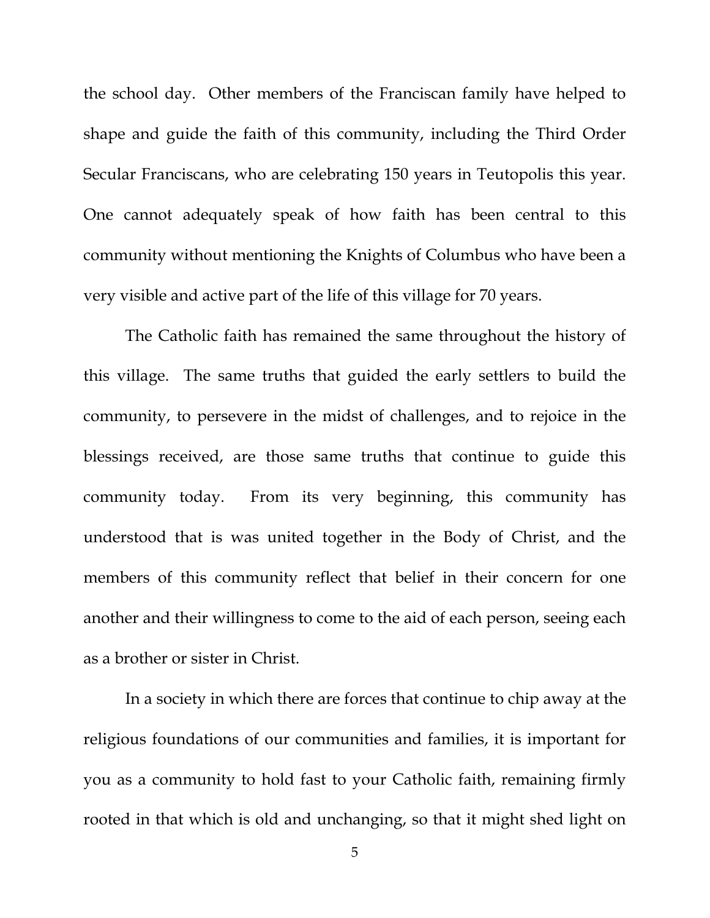the school day. Other members of the Franciscan family have helped to shape and guide the faith of this community, including the Third Order Secular Franciscans, who are celebrating 150 years in Teutopolis this year. One cannot adequately speak of how faith has been central to this community without mentioning the Knights of Columbus who have been a very visible and active part of the life of this village for 70 years.

The Catholic faith has remained the same throughout the history of this village. The same truths that guided the early settlers to build the community, to persevere in the midst of challenges, and to rejoice in the blessings received, are those same truths that continue to guide this community today. From its very beginning, this community has understood that is was united together in the Body of Christ, and the members of this community reflect that belief in their concern for one another and their willingness to come to the aid of each person, seeing each as a brother or sister in Christ.

In a society in which there are forces that continue to chip away at the religious foundations of our communities and families, it is important for you as a community to hold fast to your Catholic faith, remaining firmly rooted in that which is old and unchanging, so that it might shed light on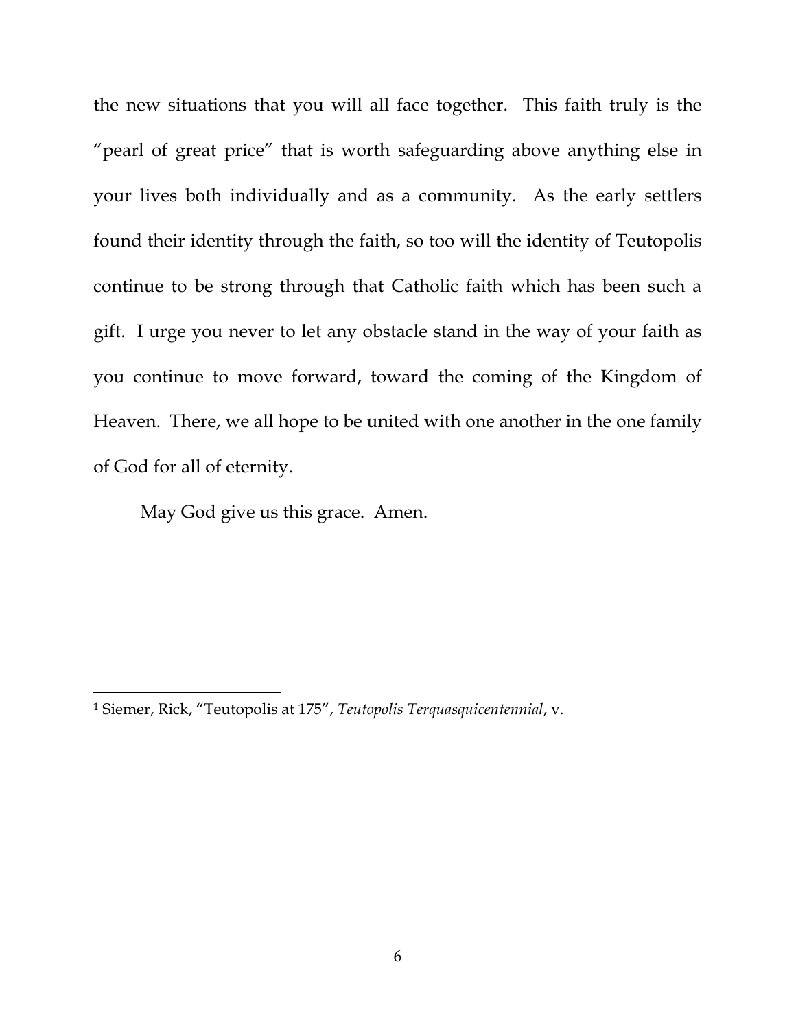the new situations that you will all face together. This faith truly is the "pearl of great price" that is worth safeguarding above anything else in your lives both individually and as a community. As the early settlers found their identity through the faith, so too will the identity of Teutopolis continue to be strong through that Catholic faith which has been such a gift. I urge you never to let any obstacle stand in the way of your faith as you continue to move forward, toward the coming of the Kingdom of Heaven. There, we all hope to be united with one another in the one family of God for all of eternity.

May God give us this grace. Amen.

---

[1] Siemer, Rick, "Teutopolis at 175", *Teutopolis Terquasquicentennial*, v.